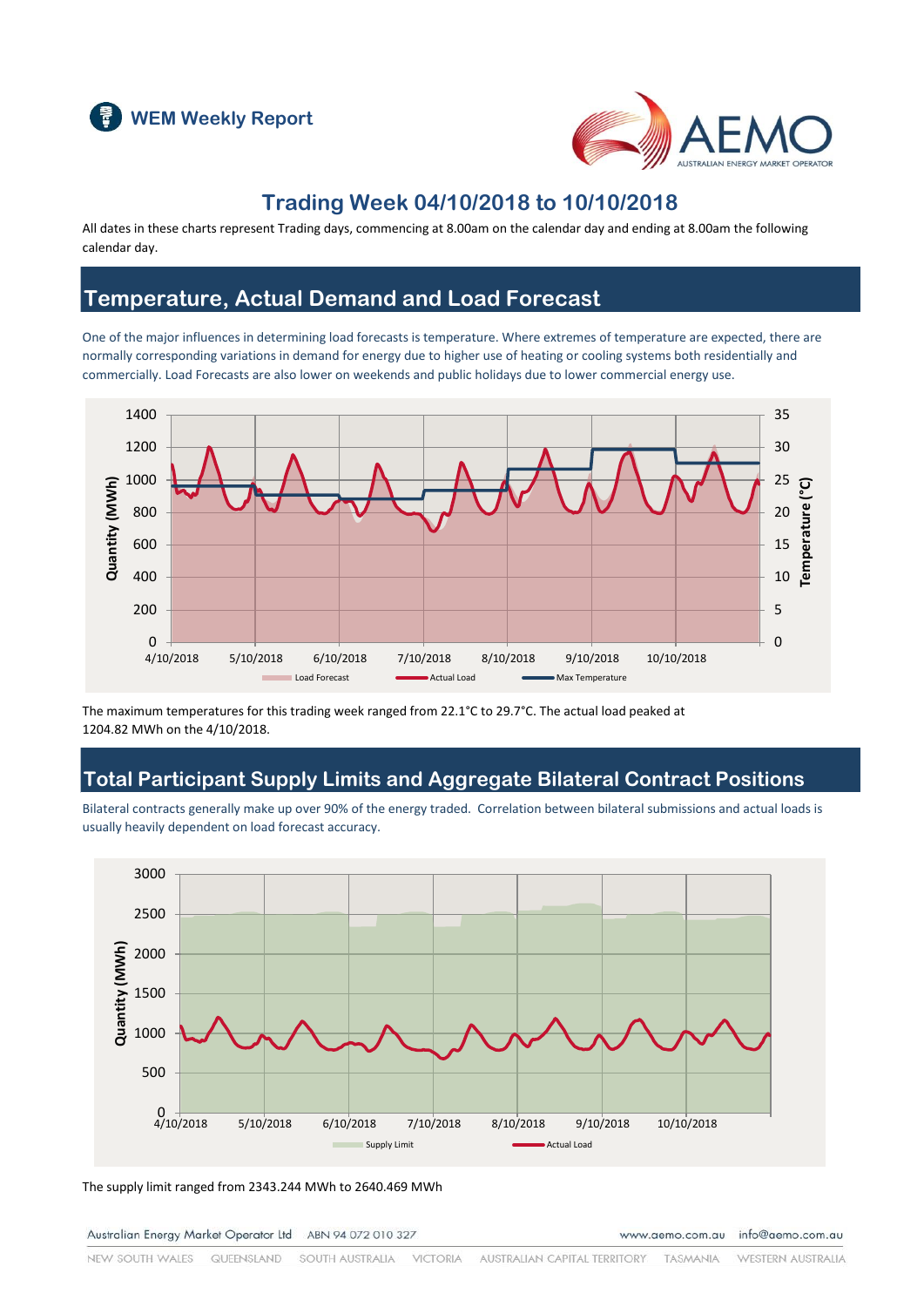# WEM Weekly Report

## Trading Week 04/10/2018 to 10/10/2018

All dates in these charts represent Trading days, commencing at 8.00am on the calendar day and ending at 8.00am the following calendar day.

## Temperature, Actual Demand and Load Forecast

One of the major influences in determining load forecasts is temperature. Where extremes of temperature are expected, there are normally corresponding variations in demand for energy due to higher use of heating or cooling systems both residentially and commercially. Load Forecasts are also lower on weekends and public holidays due to lower commercial energy use.

The maximum temperatures for this trading week ranged from 22.1°C to 29.7°C. The actual load peaked at 1204.82 MWh on the 4/10/2018.

## Total Participant Supply Limits and Aggregate Bilateral Contract Positions

Bilateral contracts generally make up over 90% of the energy traded. Correlation between bilateral submissions and actual loads is usually heavily dependent on load forecast accuracy.

The supply limit ranged from 2343.244 MWh to 2640.469 MWh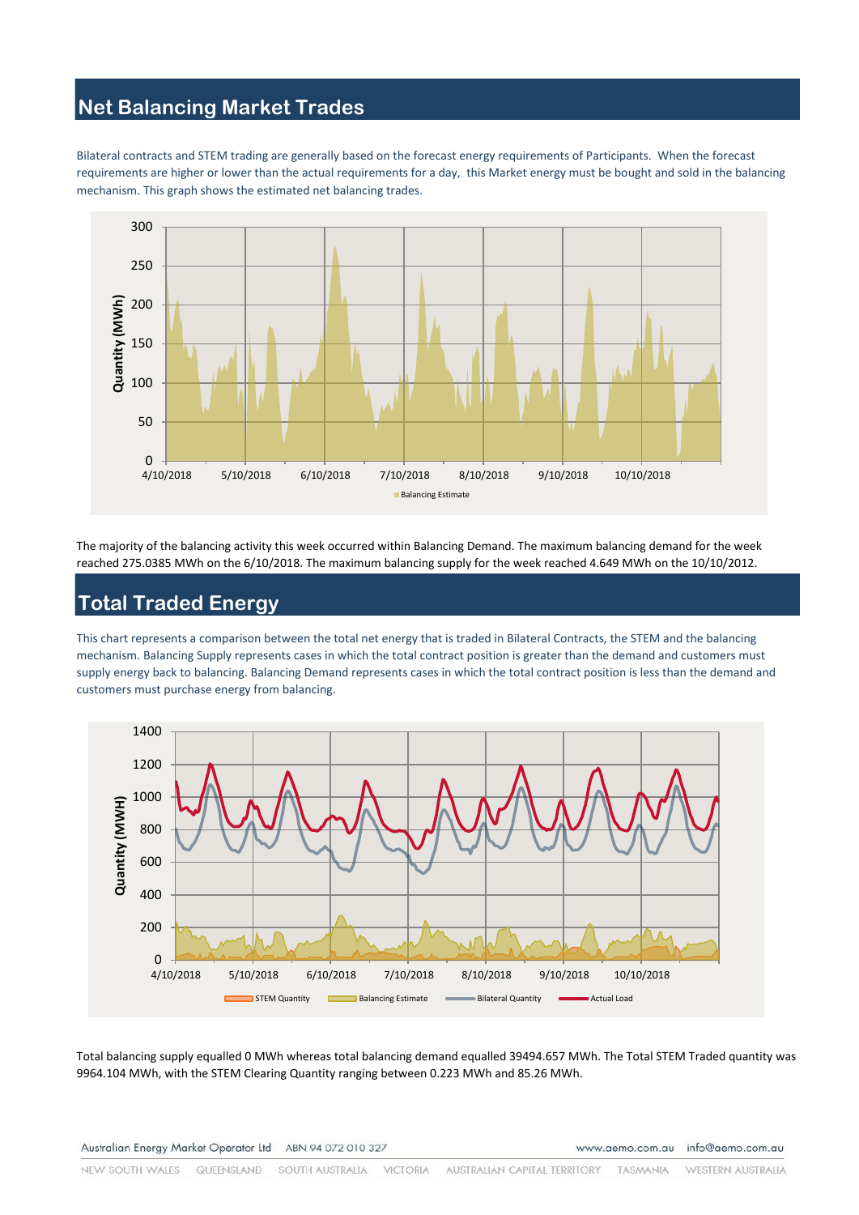## Net Balancing Market Trades

Bilateral contracts and STEM trading are generally based on the forecast energy requirements of Participants. When the forecast requirements are higher or lower than the actual requirements for a day, this Market energy must be bought and sold in the balancing mechanism. This graph shows the estimated net balancing trades.

The majority of the balancing activity this week occurred within Balancing Demand. The maximum balancing demand for the week reached 275.0385 MWh on the 6/10/2018. The maximum balancing supply for the week reached 4.649 MWh on the 10/10/2012.

## Total Traded Energy

This chart represents a comparison between the total net energy that is traded in Bilateral Contracts, the STEM and the balancing mechanism. Balancing Supply represents cases in which the total contract position is greater than the demand and customers must supply energy back to balancing. Balancing Demand represents cases in which the total contract position is less than the demand and customers must purchase energy from balancing.

Total balancing supply equalled 0 MWh whereas total balancing demand equalled 39494.657 MWh. The Total STEM Traded quantity was 9964.104 MWh, with the STEM Clearing Quantity ranging between 0.223 MWh and 85.26 MWh.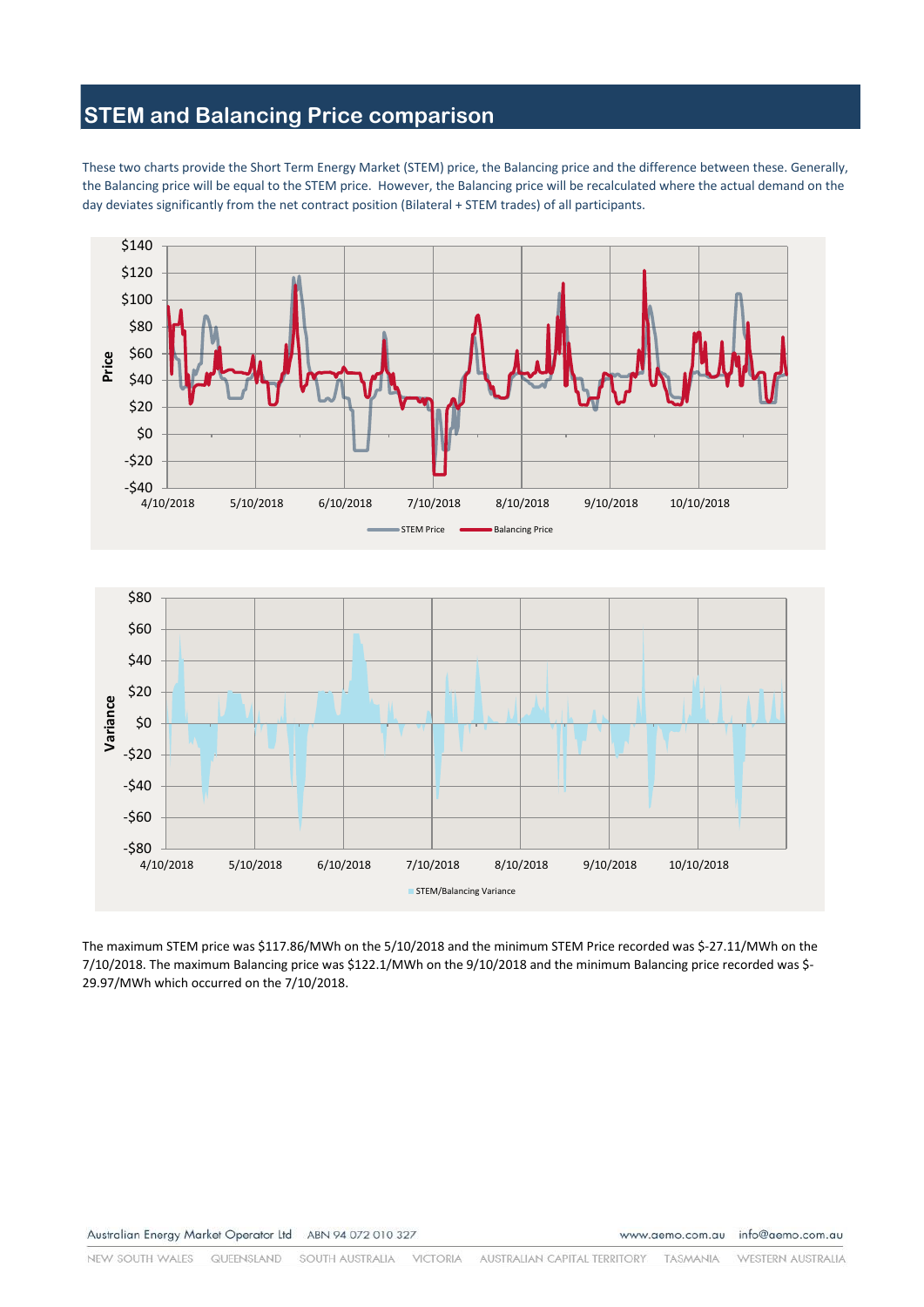## STEM and Balancing Price comparison

These two charts provide the Short Term Energy Market (STEM) price, the Balancing price and the difference between these. Generally, the Balancing price will be equal to the STEM price. However, the Balancing price will be recalculated where the actual demand on the day deviates significantly from the net contract position (Bilateral + STEM trades) of all participants.

Price

$140
$120
$100
$80
$60
$40
$20
$0
-$20
-$40

4/10/2018 5/10/2018 6/10/2018 7/10/2018 8/10/2018 9/10/2018 10/10/2018

STEM Price
Balancing Price

Variance

$80
$60
$40
$20
$0
-$20
-$40
-$60
-$80

4/10/2018 5/10/2018 6/10/2018 7/10/2018 8/10/2018 9/10/2018 10/10/2018

STEM/Balancing Variance

The maximum STEM price was $117.86/MWh on the 5/10/2018 and the minimum STEM Price recorded was $-27.11/MWh on the 7/10/2018. The maximum Balancing price was $122.1/MWh on the 9/10/2018 and the minimum Balancing price recorded was $-29.97/MWh which occurred on the 7/10/2018.